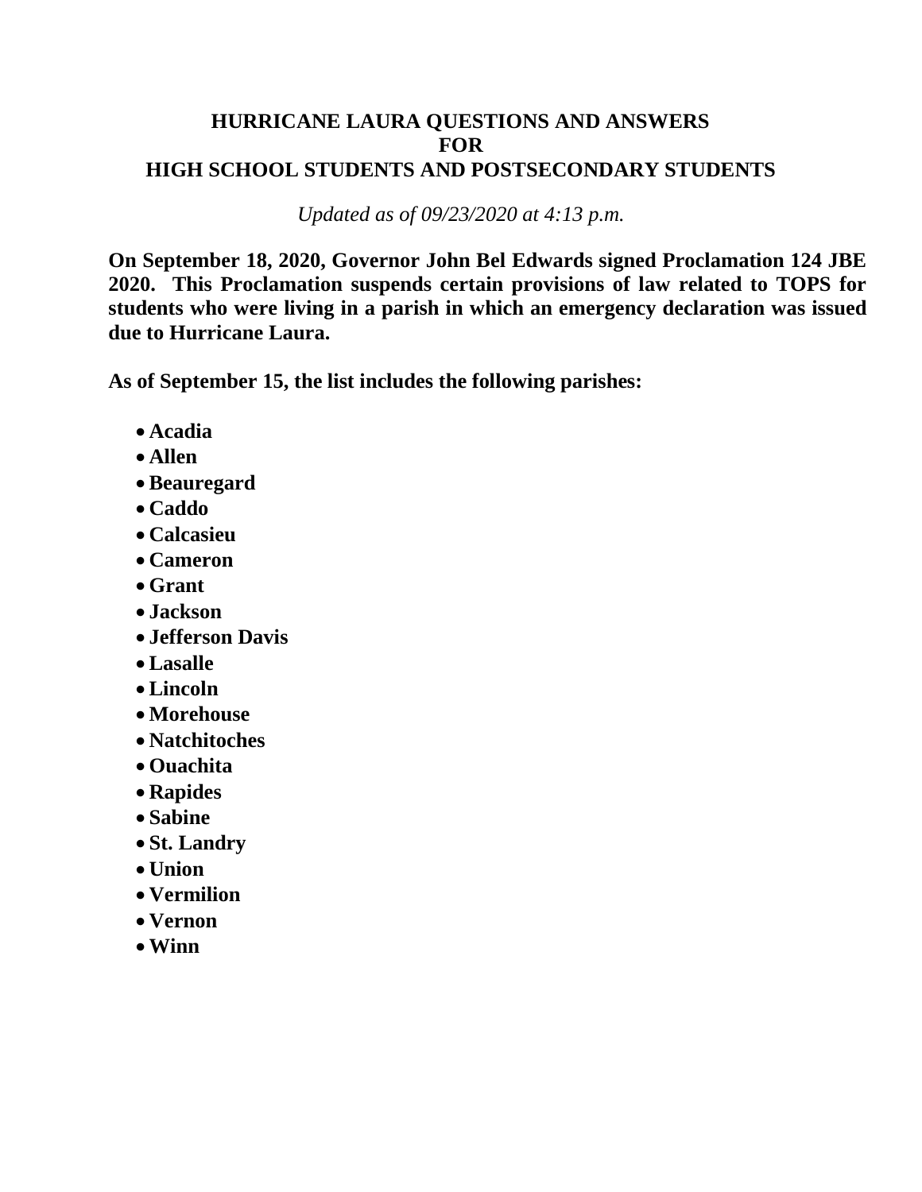# HURRICANE LAURA QUESTIONS AND ANSWERS FOR HIGH SCHOOL STUDENTS AND POSTSECONDARY STUDENTS

*Updated as of 09/23/2020 at 4:13 p.m.*

**On September 18, 2020, Governor John Bel Edwards signed Proclamation 124 JBE 2020. This Proclamation suspends certain provisions of law related to TOPS for students who were living in a parish in which an emergency declaration was issued due to Hurricane Laura.**

**As of September 15, the list includes the following parishes:**

- **Acadia**
- **Allen**
- **Beauregard**
- **Caddo**
- **Calcasieu**
- **Cameron**
- **Grant**
- **Jackson**
- **Jefferson Davis**
- **Lasalle**
- **Lincoln**
- **Morehouse**
- **Natchitoches**
- **Ouachita**
- **Rapides**
- **Sabine**
- **St. Landry**
- **Union**
- **Vermilion**
- **Vernon**
- **Winn**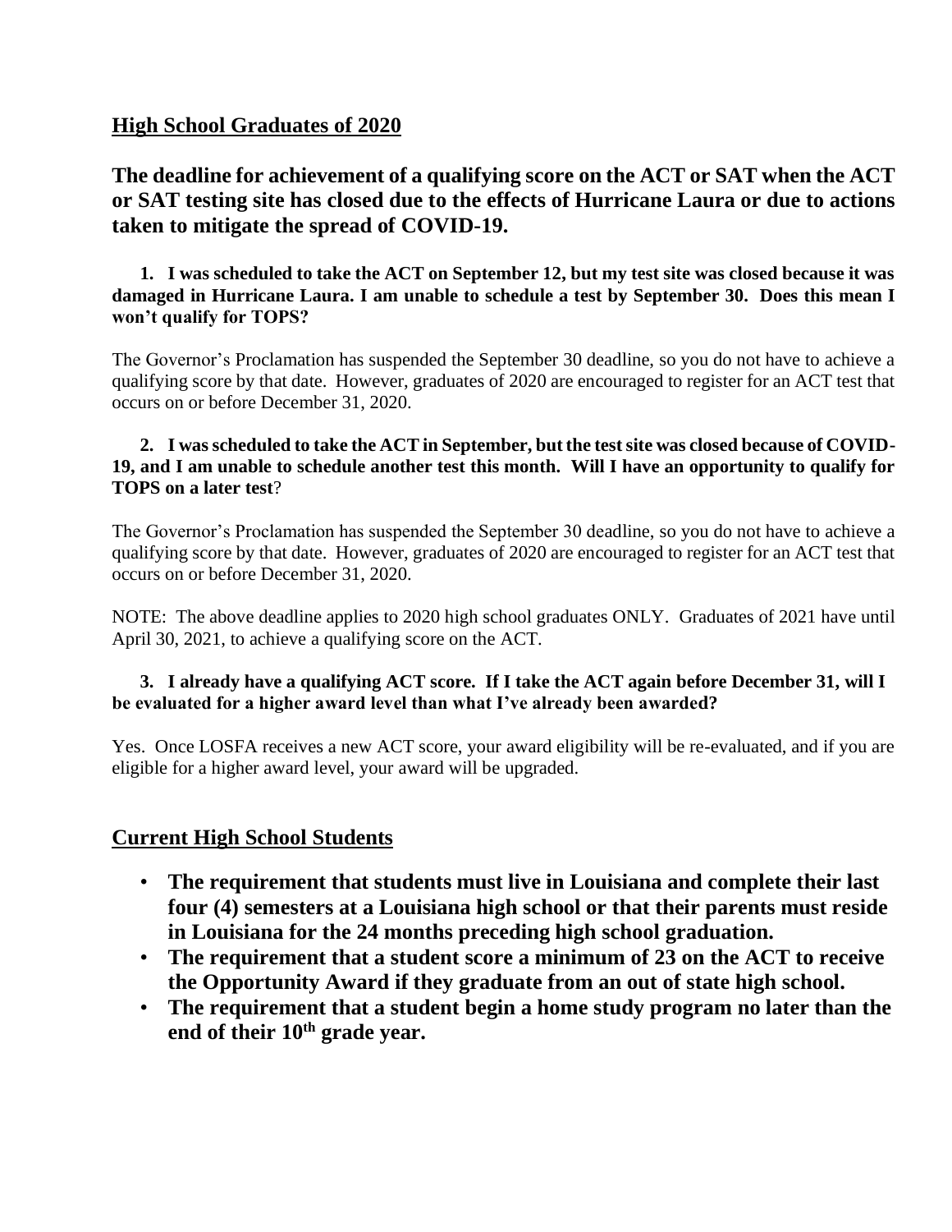## High School Graduates of 2020

### The deadline for achievement of a qualifying score on the ACT or SAT when the ACT or SAT testing site has closed due to the effects of Hurricane Laura or due to actions taken to mitigate the spread of COVID-19.

1. **I was scheduled to take the ACT on September 12, but my test site was closed because it was damaged in Hurricane Laura. I am unable to schedule a test by September 30. Does this mean I won't qualify for TOPS?**

The Governor's Proclamation has suspended the September 30 deadline, so you do not have to achieve a qualifying score by that date. However, graduates of 2020 are encouraged to register for an ACT test that occurs on or before December 31, 2020.

2. **I was scheduled to take the ACT in September, but the test site was closed because of COVID-19, and I am unable to schedule another test this month. Will I have an opportunity to qualify for TOPS on a later test?**

The Governor's Proclamation has suspended the September 30 deadline, so you do not have to achieve a qualifying score by that date. However, graduates of 2020 are encouraged to register for an ACT test that occurs on or before December 31, 2020.

NOTE: The above deadline applies to 2020 high school graduates ONLY. Graduates of 2021 have until April 30, 2021, to achieve a qualifying score on the ACT.

3. **I already have a qualifying ACT score. If I take the ACT again before December 31, will I be evaluated for a higher award level than what I've already been awarded?**

Yes. Once LOSFA receives a new ACT score, your award eligibility will be re-evaluated, and if you are eligible for a higher award level, your award will be upgraded.

## Current High School Students

- **The requirement that students must live in Louisiana and complete their last four (4) semesters at a Louisiana high school or that their parents must reside in Louisiana for the 24 months preceding high school graduation.**
- **The requirement that a student score a minimum of 23 on the ACT to receive the Opportunity Award if they graduate from an out of state high school.**
- **The requirement that a student begin a home study program no later than the end of their 10th grade year.**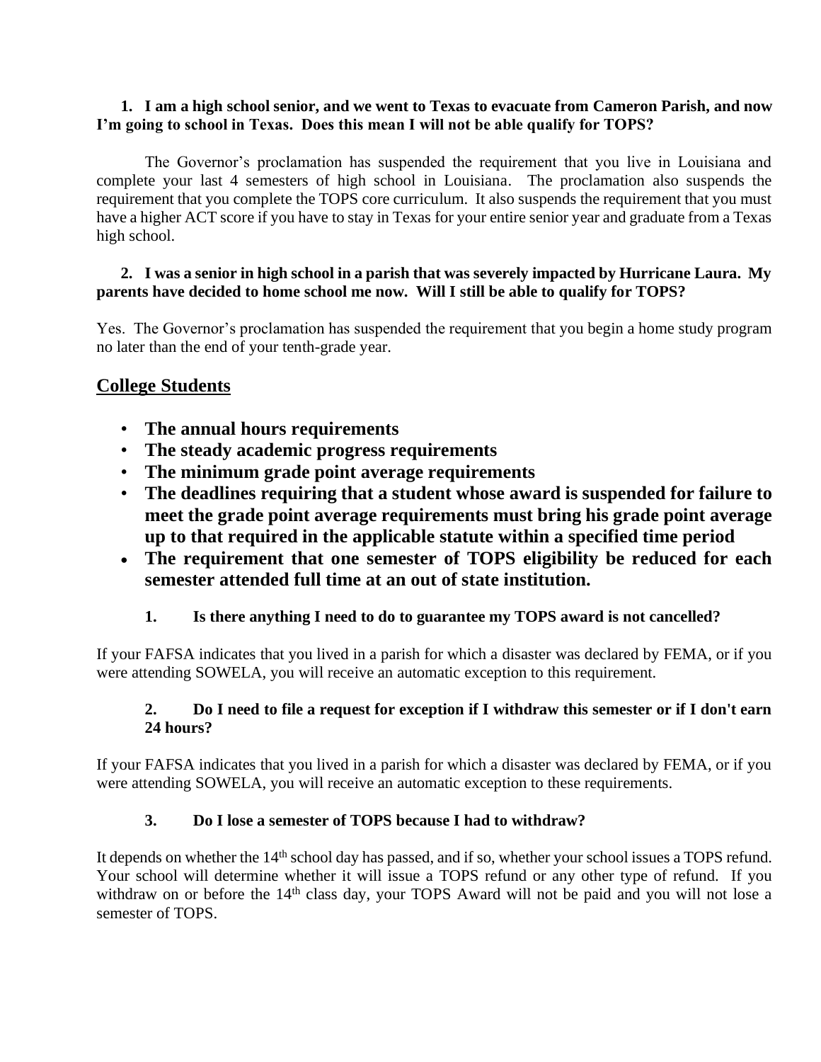1. **I am a high school senior, and we went to Texas to evacuate from Cameron Parish, and now I'm going to school in Texas. Does this mean I will not be able qualify for TOPS?**

The Governor's proclamation has suspended the requirement that you live in Louisiana and complete your last 4 semesters of high school in Louisiana. The proclamation also suspends the requirement that you complete the TOPS core curriculum. It also suspends the requirement that you must have a higher ACT score if you have to stay in Texas for your entire senior year and graduate from a Texas high school.

2. **I was a senior in high school in a parish that was severely impacted by Hurricane Laura. My parents have decided to home school me now. Will I still be able to qualify for TOPS?**

Yes. The Governor's proclamation has suspended the requirement that you begin a home study program no later than the end of your tenth-grade year.

## College Students

- **The annual hours requirements**
- **The steady academic progress requirements**
- **The minimum grade point average requirements**
- **The deadlines requiring that a student whose award is suspended for failure to meet the grade point average requirements must bring his grade point average up to that required in the applicable statute within a specified time period**
- **The requirement that one semester of TOPS eligibility be reduced for each semester attended full time at an out of state institution.**

1. **Is there anything I need to do to guarantee my TOPS award is not cancelled?**

If your FAFSA indicates that you lived in a parish for which a disaster was declared by FEMA, or if you were attending SOWELA, you will receive an automatic exception to this requirement.

2. **Do I need to file a request for exception if I withdraw this semester or if I don't earn 24 hours?**

If your FAFSA indicates that you lived in a parish for which a disaster was declared by FEMA, or if you were attending SOWELA, you will receive an automatic exception to these requirements.

3. **Do I lose a semester of TOPS because I had to withdraw?**

It depends on whether the 14th school day has passed, and if so, whether your school issues a TOPS refund. Your school will determine whether it will issue a TOPS refund or any other type of refund. If you withdraw on or before the 14th class day, your TOPS Award will not be paid and you will not lose a semester of TOPS.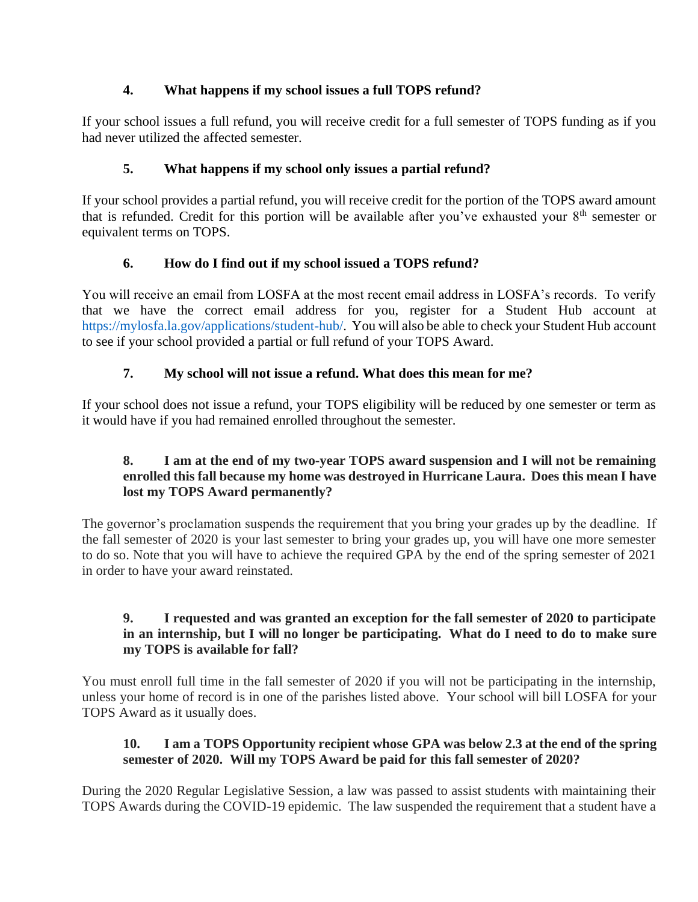### 4. What happens if my school issues a full TOPS refund?

If your school issues a full refund, you will receive credit for a full semester of TOPS funding as if you had never utilized the affected semester.

### 5. What happens if my school only issues a partial refund?

If your school provides a partial refund, you will receive credit for the portion of the TOPS award amount that is refunded. Credit for this portion will be available after you've exhausted your 8th semester or equivalent terms on TOPS.

### 6. How do I find out if my school issued a TOPS refund?

You will receive an email from LOSFA at the most recent email address in LOSFA's records. To verify that we have the correct email address for you, register for a Student Hub account at https://mylosfa.la.gov/applications/student-hub/. You will also be able to check your Student Hub account to see if your school provided a partial or full refund of your TOPS Award.

### 7. My school will not issue a refund. What does this mean for me?

If your school does not issue a refund, your TOPS eligibility will be reduced by one semester or term as it would have if you had remained enrolled throughout the semester.

### 8. I am at the end of my two-year TOPS award suspension and I will not be remaining enrolled this fall because my home was destroyed in Hurricane Laura. Does this mean I have lost my TOPS Award permanently?

The governor's proclamation suspends the requirement that you bring your grades up by the deadline. If the fall semester of 2020 is your last semester to bring your grades up, you will have one more semester to do so. Note that you will have to achieve the required GPA by the end of the spring semester of 2021 in order to have your award reinstated.

### 9. I requested and was granted an exception for the fall semester of 2020 to participate in an internship, but I will no longer be participating. What do I need to do to make sure my TOPS is available for fall?

You must enroll full time in the fall semester of 2020 if you will not be participating in the internship, unless your home of record is in one of the parishes listed above. Your school will bill LOSFA for your TOPS Award as it usually does.

### 10. I am a TOPS Opportunity recipient whose GPA was below 2.3 at the end of the spring semester of 2020. Will my TOPS Award be paid for this fall semester of 2020?

During the 2020 Regular Legislative Session, a law was passed to assist students with maintaining their TOPS Awards during the COVID-19 epidemic. The law suspended the requirement that a student have a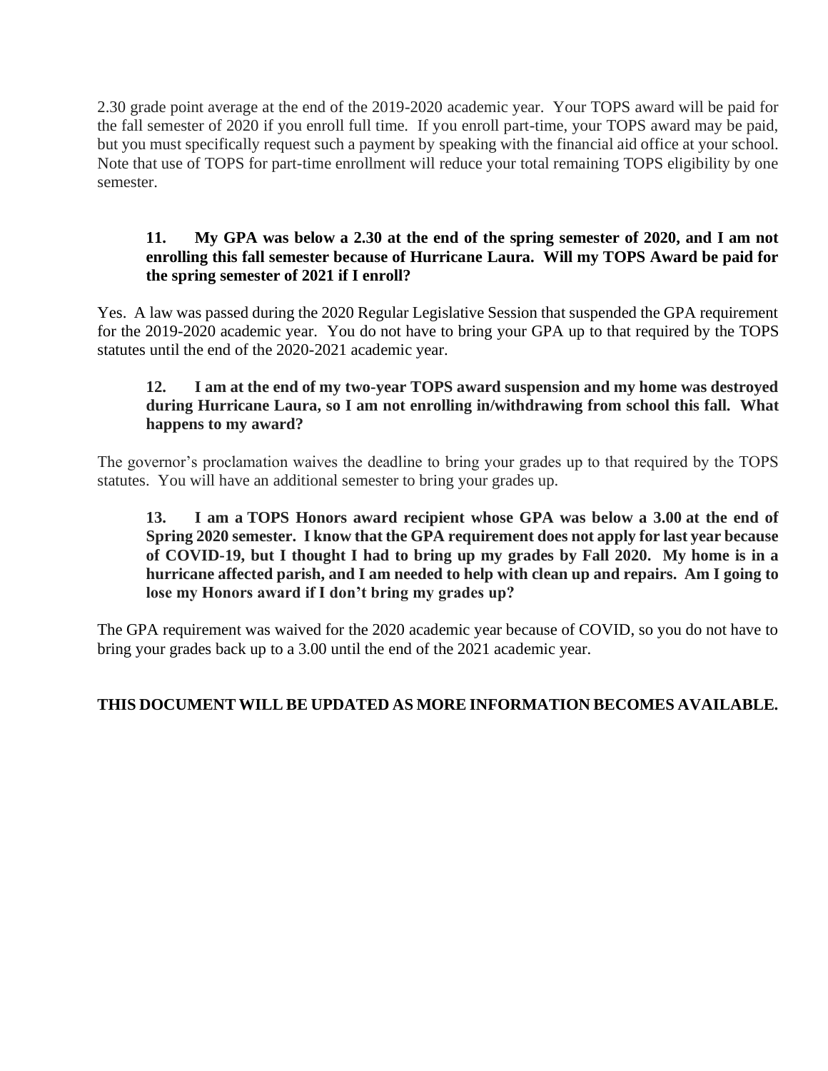2.30 grade point average at the end of the 2019-2020 academic year. Your TOPS award will be paid for the fall semester of 2020 if you enroll full time. If you enroll part-time, your TOPS award may be paid, but you must specifically request such a payment by speaking with the financial aid office at your school. Note that use of TOPS for part-time enrollment will reduce your total remaining TOPS eligibility by one semester.

**11. My GPA was below a 2.30 at the end of the spring semester of 2020, and I am not enrolling this fall semester because of Hurricane Laura. Will my TOPS Award be paid for the spring semester of 2021 if I enroll?**

Yes. A law was passed during the 2020 Regular Legislative Session that suspended the GPA requirement for the 2019-2020 academic year. You do not have to bring your GPA up to that required by the TOPS statutes until the end of the 2020-2021 academic year.

**12. I am at the end of my two-year TOPS award suspension and my home was destroyed during Hurricane Laura, so I am not enrolling in/withdrawing from school this fall. What happens to my award?**

The governor's proclamation waives the deadline to bring your grades up to that required by the TOPS statutes. You will have an additional semester to bring your grades up.

**13. I am a TOPS Honors award recipient whose GPA was below a 3.00 at the end of Spring 2020 semester. I know that the GPA requirement does not apply for last year because of COVID-19, but I thought I had to bring up my grades by Fall 2020. My home is in a hurricane affected parish, and I am needed to help with clean up and repairs. Am I going to lose my Honors award if I don't bring my grades up?**

The GPA requirement was waived for the 2020 academic year because of COVID, so you do not have to bring your grades back up to a 3.00 until the end of the 2021 academic year.

**THIS DOCUMENT WILL BE UPDATED AS MORE INFORMATION BECOMES AVAILABLE.**